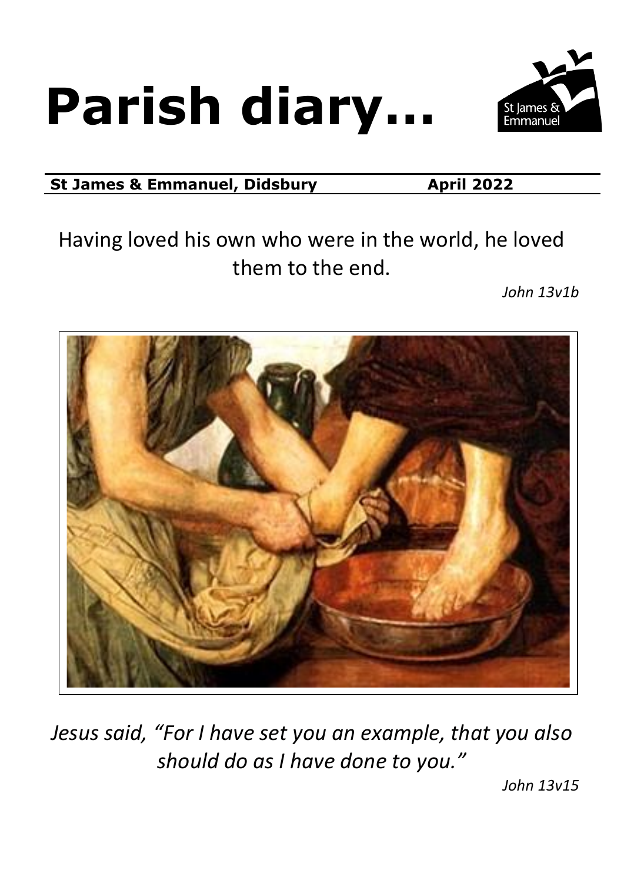# Parish diary…

**St James & Emmanuel, Didsbury** **April 2022**

Having loved his own who were in the world, he loved them to the end.

*John 13v1b*

*Jesus said, "For I have set you an example, that you also should do as I have done to you."*

*John 13v15*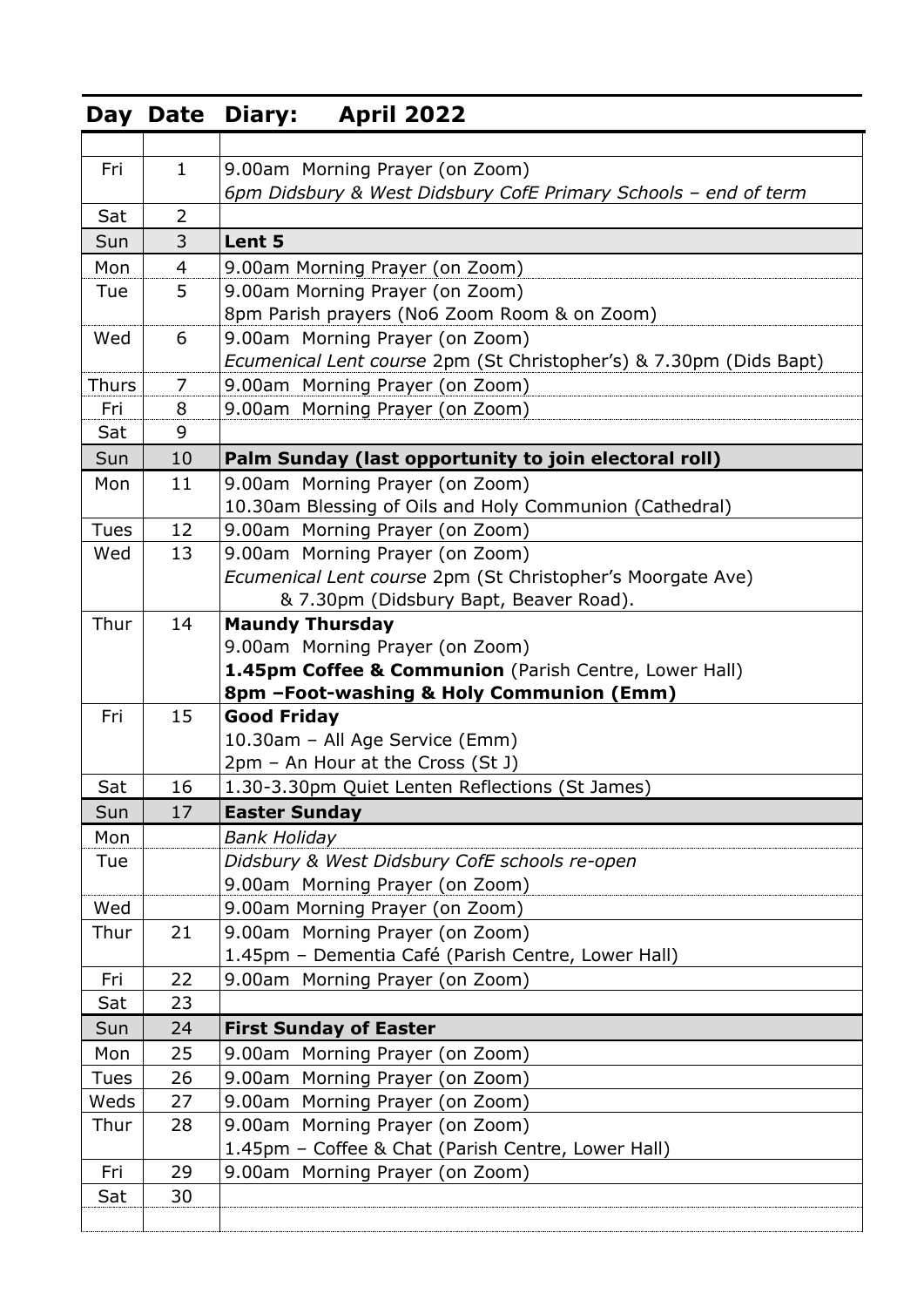| Day | Date | Diary: **April 2022** |
|---|---|---|
| | | |
| Fri | 1 | 9.00am Morning Prayer (on Zoom)<br>*6pm Didsbury & West Didsbury CofE Primary Schools – end of term* |
| Sat | 2 | |
| Sun | 3 | **Lent 5** |
| Mon | 4 | 9.00am Morning Prayer (on Zoom) |
| Tue | 5 | 9.00am Morning Prayer (on Zoom)<br>8pm Parish prayers (No6 Zoom Room & on Zoom) |
| Wed | 6 | 9.00am Morning Prayer (on Zoom)<br>*Ecumenical Lent course* 2pm (St Christopher's) & 7.30pm (Dids Bapt) |
| Thurs | 7 | 9.00am Morning Prayer (on Zoom) |
| Fri | 8 | 9.00am Morning Prayer (on Zoom) |
| Sat | 9 | |
| Sun | 10 | **Palm Sunday (last opportunity to join electoral roll)** |
| Mon | 11 | 9.00am Morning Prayer (on Zoom)<br>10.30am Blessing of Oils and Holy Communion (Cathedral) |
| Tues | 12 | 9.00am Morning Prayer (on Zoom) |
| Wed | 13 | 9.00am Morning Prayer (on Zoom)<br>*Ecumenical Lent course* 2pm (St Christopher's Moorgate Ave)<br>& 7.30pm (Didsbury Bapt, Beaver Road). |
| Thur | 14 | **Maundy Thursday**<br>9.00am Morning Prayer (on Zoom)<br>**1.45pm Coffee & Communion** (Parish Centre, Lower Hall)<br>**8pm –Foot-washing & Holy Communion (Emm)** |
| Fri | 15 | **Good Friday**<br>10.30am – All Age Service (Emm)<br>2pm – An Hour at the Cross (St J) |
| Sat | 16 | 1.30-3.30pm Quiet Lenten Reflections (St James) |
| Sun | 17 | **Easter Sunday** |
| Mon | | *Bank Holiday* |
| Tue | | *Didsbury & West Didsbury CofE schools re-open*<br>9.00am Morning Prayer (on Zoom) |
| Wed | | 9.00am Morning Prayer (on Zoom) |
| Thur | 21 | 9.00am Morning Prayer (on Zoom)<br>1.45pm – Dementia Café (Parish Centre, Lower Hall) |
| Fri | 22 | 9.00am Morning Prayer (on Zoom) |
| Sat | 23 | |
| Sun | 24 | **First Sunday of Easter** |
| Mon | 25 | 9.00am Morning Prayer (on Zoom) |
| Tues | 26 | 9.00am Morning Prayer (on Zoom) |
| Weds | 27 | 9.00am Morning Prayer (on Zoom) |
| Thur | 28 | 9.00am Morning Prayer (on Zoom)<br>1.45pm – Coffee & Chat (Parish Centre, Lower Hall) |
| Fri | 29 | 9.00am Morning Prayer (on Zoom) |
| Sat | 30 | |
| | | |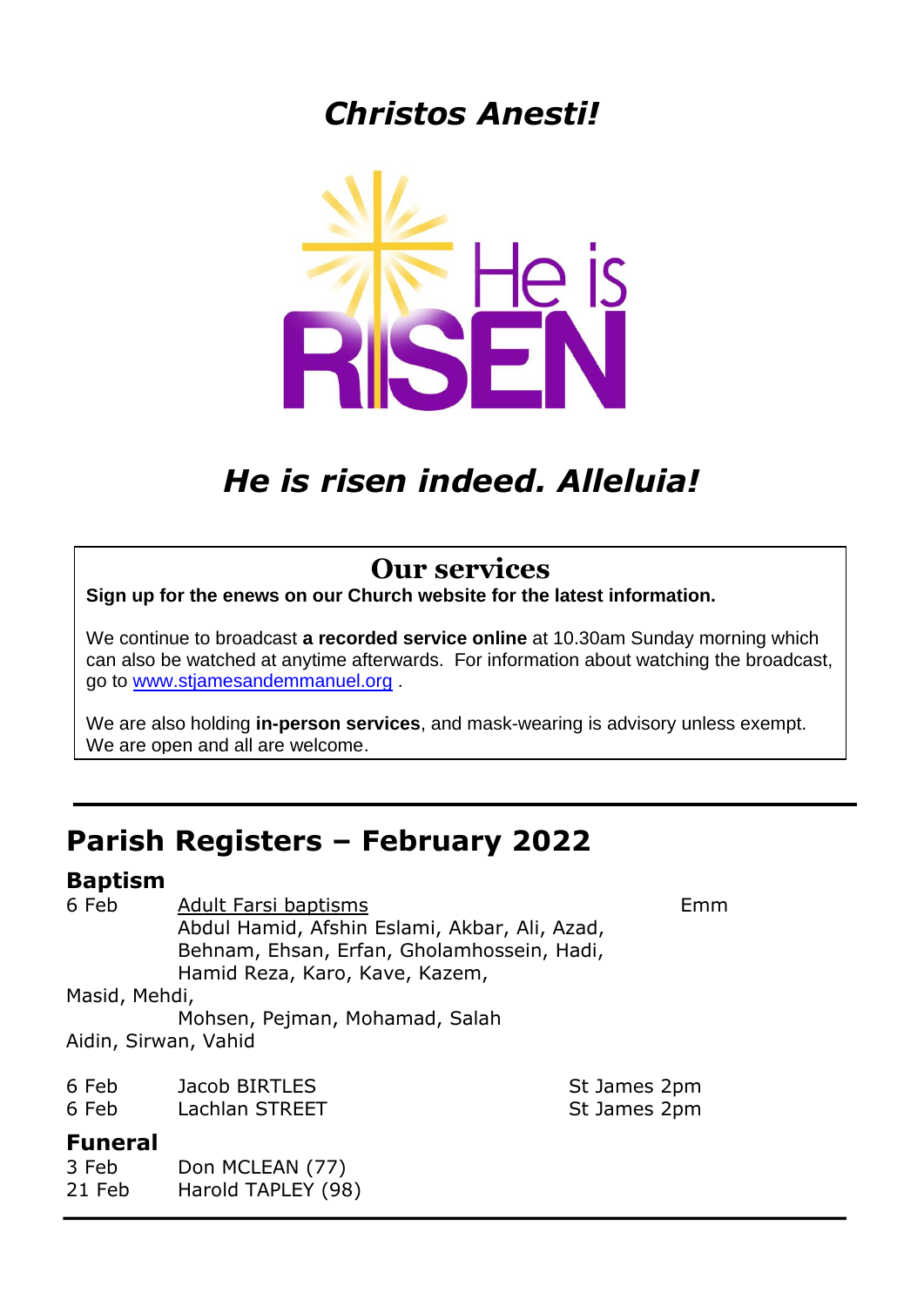*Christos Anesti!*

He is RISEN

*He is risen indeed. Alleluia!*

## Our services

**Sign up for the enews on our Church website for the latest information.**

We continue to broadcast **a recorded service online** at 10.30am Sunday morning which can also be watched at anytime afterwards. For information about watching the broadcast, go to www.stjamesandemmanuel.org .

We are also holding **in-person services**, and mask-wearing is advisory unless exempt. We are open and all are welcome.

---

# Parish Registers – February 2022

### Baptism

6 Feb Adult Farsi baptisms Emm
Abdul Hamid, Afshin Eslami, Akbar, Ali, Azad, Behnam, Ehsan, Erfan, Gholamhossein, Hadi, Hamid Reza, Karo, Kave, Kazem, Masid, Mehdi, Mohsen, Pejman, Mohamad, Salah Aidin, Sirwan, Vahid

| | | |
|---|---|---|
| 6 Feb | Jacob BIRTLES | St James 2pm |
| 6 Feb | Lachlan STREET | St James 2pm |

### Funeral

| | |
|---|---|
| 3 Feb | Don MCLEAN (77) |
| 21 Feb | Harold TAPLEY (98) |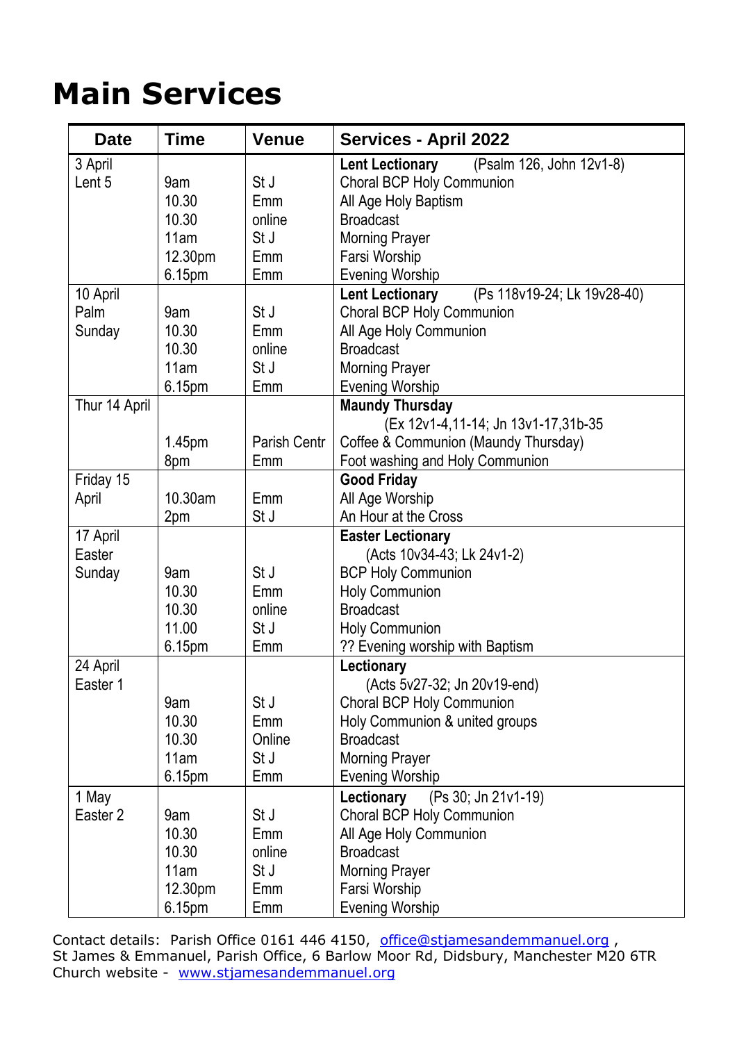# Main Services

| Date | Time | Venue | Services - April 2022 |
|---|---|---|---|
| 3 April | | | **Lent Lectionary** (Psalm 126, John 12v1-8) |
| Lent 5 | 9am | St J | Choral BCP Holy Communion |
| | 10.30 | Emm | All Age Holy Baptism |
| | 10.30 | online | Broadcast |
| | 11am | St J | Morning Prayer |
| | 12.30pm | Emm | Farsi Worship |
| | 6.15pm | Emm | Evening Worship |
| 10 April | | | **Lent Lectionary** (Ps 118v19-24; Lk 19v28-40) |
| Palm Sunday | 9am | St J | Choral BCP Holy Communion |
| | 10.30 | Emm | All Age Holy Communion |
| | 10.30 | online | Broadcast |
| | 11am | St J | Morning Prayer |
| | 6.15pm | Emm | Evening Worship |
| Thur 14 April | | | **Maundy Thursday** |
| | | | (Ex 12v1-4,11-14; Jn 13v1-17,31b-35 |
| | 1.45pm | Parish Centr | Coffee & Communion (Maundy Thursday) |
| | 8pm | Emm | Foot washing and Holy Communion |
| Friday 15 | | | **Good Friday** |
| April | 10.30am | Emm | All Age Worship |
| | 2pm | St J | An Hour at the Cross |
| 17 April | | | **Easter Lectionary** |
| Easter | | | (Acts 10v34-43; Lk 24v1-2) |
| Sunday | 9am | St J | BCP Holy Communion |
| | 10.30 | Emm | Holy Communion |
| | 10.30 | online | Broadcast |
| | 11.00 | St J | Holy Communion |
| | 6.15pm | Emm | ?? Evening worship with Baptism |
| 24 April | | | **Lectionary** |
| Easter 1 | | | (Acts 5v27-32; Jn 20v19-end) |
| | 9am | St J | Choral BCP Holy Communion |
| | 10.30 | Emm | Holy Communion & united groups |
| | 10.30 | Online | Broadcast |
| | 11am | St J | Morning Prayer |
| | 6.15pm | Emm | Evening Worship |
| 1 May | | | **Lectionary** (Ps 30; Jn 21v1-19) |
| Easter 2 | 9am | St J | Choral BCP Holy Communion |
| | 10.30 | Emm | All Age Holy Communion |
| | 10.30 | online | Broadcast |
| | 11am | St J | Morning Prayer |
| | 12.30pm | Emm | Farsi Worship |
| | 6.15pm | Emm | Evening Worship |

Contact details: Parish Office 0161 446 4150, office@stjamesandemmanuel.org ,
St James & Emmanuel, Parish Office, 6 Barlow Moor Rd, Didsbury, Manchester M20 6TR
Church website - www.stjamesandemmanuel.org